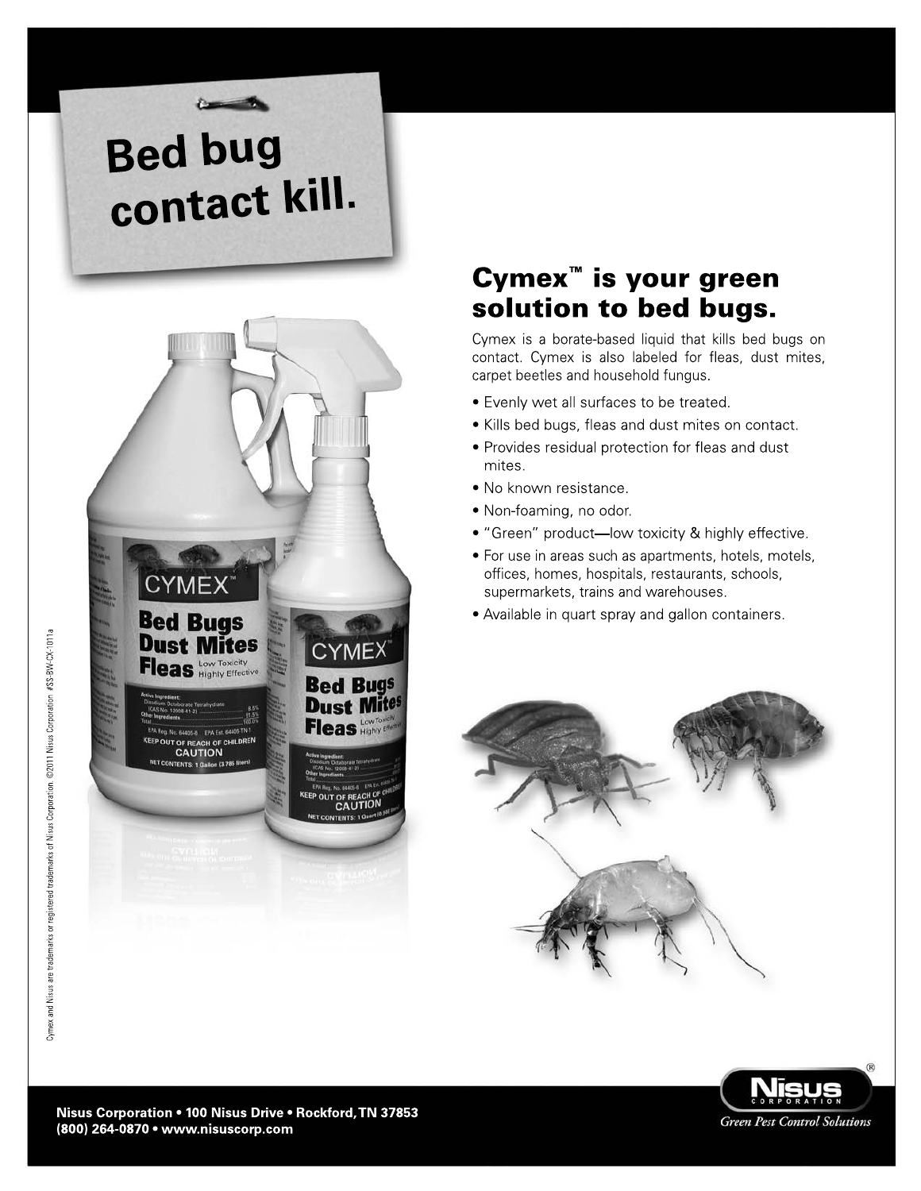# Bed bug contact kill.

## Cymex™ is your green solution to bed bugs.

Cymex is a borate-based liquid that kills bed bugs on contact. Cymex is also labeled for fleas, dust mites, carpet beetles and household fungus.

- Evenly wet all surfaces to be treated.
- Kills bed bugs, fleas and dust mites on contact.
- Provides residual protection for fleas and dust mites.
- No known resistance.
- Non-foaming, no odor.
- "Green" product—low toxicity & highly effective.
- For use in areas such as apartments, hotels, motels, offices, homes, hospitals, restaurants, schools, supermarkets, trains and warehouses.
- Available in quart spray and gallon containers.

Cymex and Nisus are trademarks or registered trademarks of Nisus Corporation. ©2011 Nisus Corporation #SS-BW-CX-1011a

**Nisus Corporation • 100 Nisus Drive • Rockford, TN 37853**
**(800) 264-0870 • www.nisuscorp.com**

Nisus® Corporation

*Green Pest Control Solutions*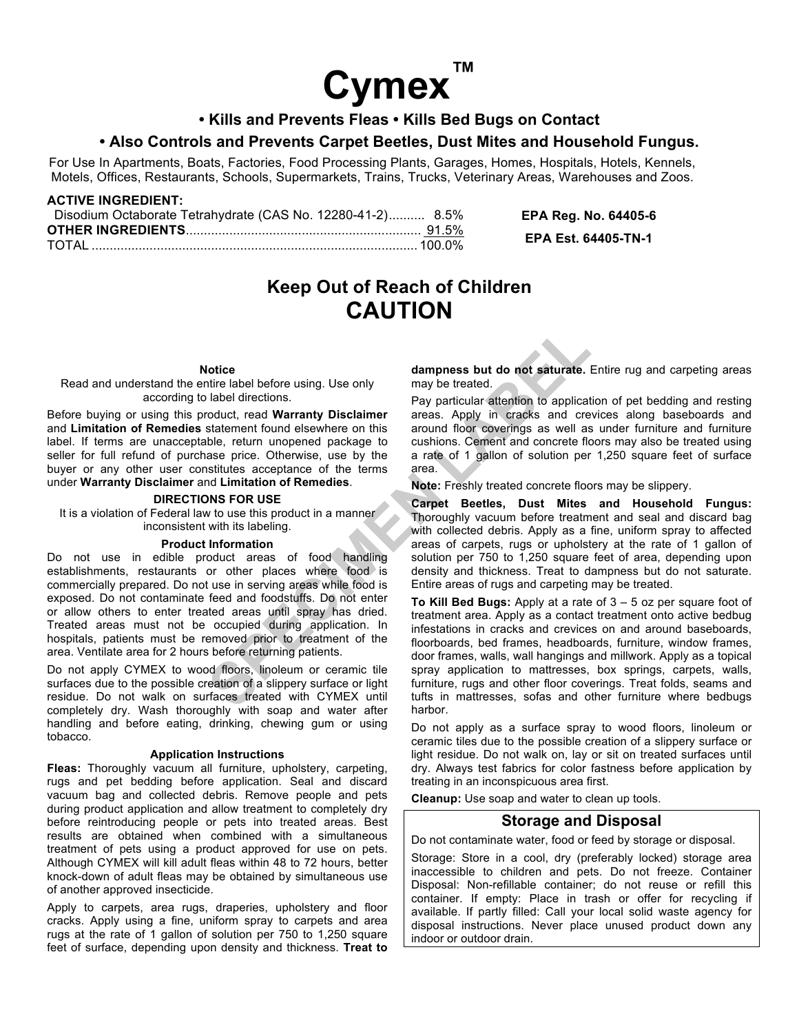# Cymex™

## • Kills and Prevents Fleas • Kills Bed Bugs on Contact

## • Also Controls and Prevents Carpet Beetles, Dust Mites and Household Fungus.

For Use In Apartments, Boats, Factories, Food Processing Plants, Garages, Homes, Hospitals, Hotels, Kennels, Motels, Offices, Restaurants, Schools, Supermarkets, Trains, Trucks, Veterinary Areas, Warehouses and Zoos.

**ACTIVE INGREDIENT:**

| | |
|---|---|
| Disodium Octaborate Tetrahydrate (CAS No. 12280-41-2) | 8.5% |
| **OTHER INGREDIENTS** | 91.5% |
| TOTAL | 100.0% |

**EPA Reg. No. 64405-6**

**EPA Est. 64405-TN-1**

## Keep Out of Reach of Children

## CAUTION

**Notice**

Read and understand the entire label before using. Use only according to label directions.

Before buying or using this product, read **Warranty Disclaimer** and **Limitation of Remedies** statement found elsewhere on this label. If terms are unacceptable, return unopened package to seller for full refund of purchase price. Otherwise, use by the buyer or any other user constitutes acceptance of the terms under **Warranty Disclaimer** and **Limitation of Remedies**.

**DIRECTIONS FOR USE**

It is a violation of Federal law to use this product in a manner inconsistent with its labeling.

**Product Information**

Do not use in edible product areas of food handling establishments, restaurants or other places where food is commercially prepared. Do not use in serving areas while food is exposed. Do not contaminate feed and foodstuffs. Do not enter or allow others to enter treated areas until spray has dried. Treated areas must not be occupied during application. In hospitals, patients must be removed prior to treatment of the area. Ventilate area for 2 hours before returning patients.

Do not apply CYMEX to wood floors, linoleum or ceramic tile surfaces due to the possible creation of a slippery surface or light residue. Do not walk on surfaces treated with CYMEX until completely dry. Wash thoroughly with soap and water after handling and before eating, drinking, chewing gum or using tobacco.

**Application Instructions**

**Fleas:** Thoroughly vacuum all furniture, upholstery, carpeting, rugs and pet bedding before application. Seal and discard vacuum bag and collected debris. Remove people and pets during product application and allow treatment to completely dry before reintroducing people or pets into treated areas. Best results are obtained when combined with a simultaneous treatment of pets using a product approved for use on pets. Although CYMEX will kill adult fleas within 48 to 72 hours, better knock-down of adult fleas may be obtained by simultaneous use of another approved insecticide.

Apply to carpets, area rugs, draperies, upholstery and floor cracks. Apply using a fine, uniform spray to carpets and area rugs at the rate of 1 gallon of solution per 750 to 1,250 square feet of surface, depending upon density and thickness. **Treat to dampness but do not saturate.** Entire rug and carpeting areas may be treated.

Pay particular attention to application of pet bedding and resting areas. Apply in cracks and crevices along baseboards and around floor coverings as well as under furniture and furniture cushions. Cement and concrete floors may also be treated using a rate of 1 gallon of solution per 1,250 square feet of surface area.

**Note:** Freshly treated concrete floors may be slippery.

**Carpet Beetles, Dust Mites and Household Fungus:** Thoroughly vacuum before treatment and seal and discard bag with collected debris. Apply as a fine, uniform spray to affected areas of carpets, rugs or upholstery at the rate of 1 gallon of solution per 750 to 1,250 square feet of area, depending upon density and thickness. Treat to dampness but do not saturate. Entire areas of rugs and carpeting may be treated.

**To Kill Bed Bugs:** Apply at a rate of 3 – 5 oz per square foot of treatment area. Apply as a contact treatment onto active bedbug infestations in cracks and crevices on and around baseboards, floorboards, bed frames, headboards, furniture, window frames, door frames, walls, wall hangings and millwork. Apply as a topical spray application to mattresses, box springs, carpets, walls, furniture, rugs and other floor coverings. Treat folds, seams and tufts in mattresses, sofas and other furniture where bedbugs harbor.

Do not apply as a surface spray to wood floors, linoleum or ceramic tiles due to the possible creation of a slippery surface or light residue. Do not walk on, lay or sit on treated surfaces until dry. Always test fabrics for color fastness before application by treating in an inconspicuous area first.

**Cleanup:** Use soap and water to clean up tools.

### Storage and Disposal

Do not contaminate water, food or feed by storage or disposal.

Storage: Store in a cool, dry (preferably locked) storage area inaccessible to children and pets. Do not freeze. Container Disposal: Non-refillable container; do not reuse or refill this container. If empty: Place in trash or offer for recycling if available. If partly filled: Call your local solid waste agency for disposal instructions. Never place unused product down any indoor or outdoor drain.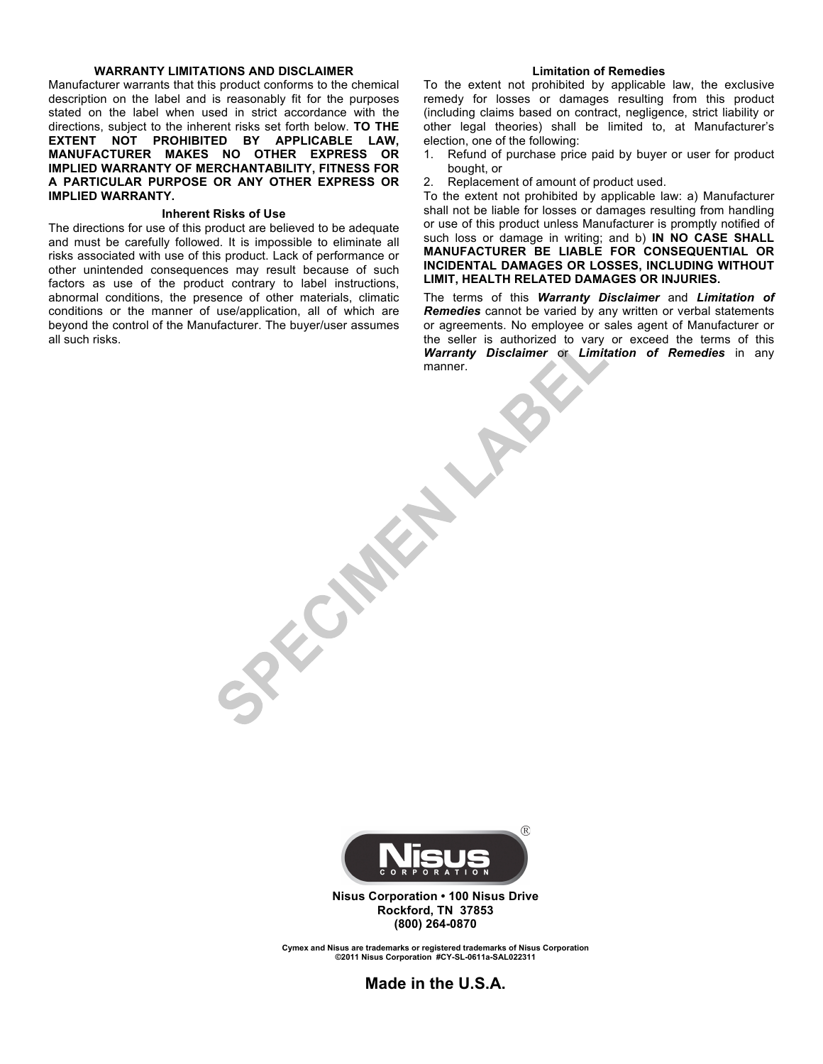## WARRANTY LIMITATIONS AND DISCLAIMER

Manufacturer warrants that this product conforms to the chemical description on the label and is reasonably fit for the purposes stated on the label when used in strict accordance with the directions, subject to the inherent risks set forth below. **TO THE EXTENT NOT PROHIBITED BY APPLICABLE LAW, MANUFACTURER MAKES NO OTHER EXPRESS OR IMPLIED WARRANTY OF MERCHANTABILITY, FITNESS FOR A PARTICULAR PURPOSE OR ANY OTHER EXPRESS OR IMPLIED WARRANTY.**

### Inherent Risks of Use

The directions for use of this product are believed to be adequate and must be carefully followed. It is impossible to eliminate all risks associated with use of this product. Lack of performance or other unintended consequences may result because of such factors as use of the product contrary to label instructions, abnormal conditions, the presence of other materials, climatic conditions or the manner of use/application, all of which are beyond the control of the Manufacturer. The buyer/user assumes all such risks.

### Limitation of Remedies

To the extent not prohibited by applicable law, the exclusive remedy for losses or damages resulting from this product (including claims based on contract, negligence, strict liability or other legal theories) shall be limited to, at Manufacturer's election, one of the following:

1. Refund of purchase price paid by buyer or user for product bought, or
2. Replacement of amount of product used.

To the extent not prohibited by applicable law: a) Manufacturer shall not be liable for losses or damages resulting from handling or use of this product unless Manufacturer is promptly notified of such loss or damage in writing; and b) **IN NO CASE SHALL MANUFACTURER BE LIABLE FOR CONSEQUENTIAL OR INCIDENTAL DAMAGES OR LOSSES, INCLUDING WITHOUT LIMIT, HEALTH RELATED DAMAGES OR INJURIES.**

The terms of this ***Warranty Disclaimer*** and ***Limitation of Remedies*** cannot be varied by any written or verbal statements or agreements. No employee or sales agent of Manufacturer or the seller is authorized to vary or exceed the terms of this ***Warranty Disclaimer*** or ***Limitation of Remedies*** in any manner.

SPECIMEN LABEL

**Nisus® CORPORATION**

**Nisus Corporation • 100 Nisus Drive**
**Rockford, TN 37853**
**(800) 264-0870**

**Cymex and Nisus are trademarks or registered trademarks of Nisus Corporation**
**©2011 Nisus Corporation #CY-SL-0611a-SAL022311**

**Made in the U.S.A.**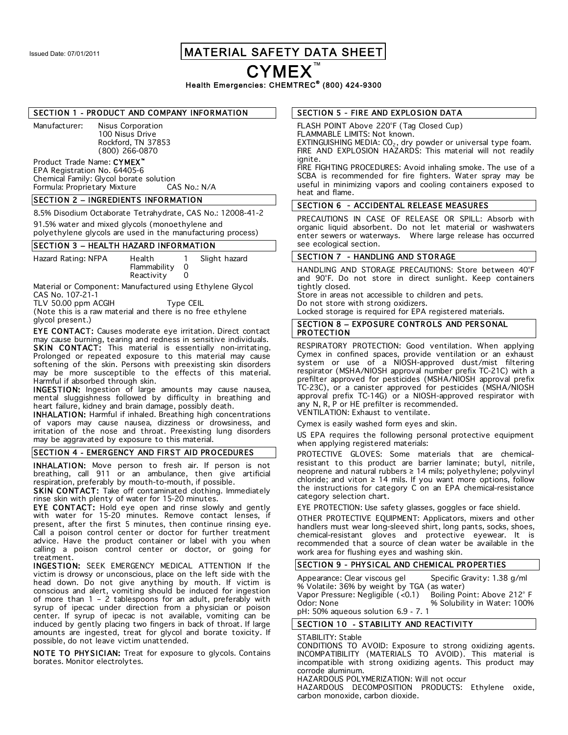Issued Date: 07/01/2011

# MATERIAL SAFETY DATA SHEET

# CYMEX™

**Health Emergencies: CHEMTREC® (800) 424-9300**

## SECTION 1 - PRODUCT AND COMPANY INFORMATION

Manufacturer: Nisus Corporation
100 Nisus Drive
Rockford, TN 37853
(800) 266-0870

Product Trade Name: **CYMEX™**
EPA Registration No. 64405-6
Chemical Family: Glycol borate solution
Formula: Proprietary Mixture CAS No.: N/A

## SECTION 2 – INGREDIENTS INFORMATION

8.5% Disodium Octaborate Tetrahydrate, CAS No.: 12008-41-2

91.5% water and mixed glycols (monoethylene and polyethylene glycols are used in the manufacturing process)

## SECTION 3 – HEALTH HAZARD INFORMATION

| Hazard Rating: NFPA | Health | 1 | Slight hazard |
|---|---|---|---|
| | Flammability | 0 | |
| | Reactivity | 0 | |

Material or Component: Manufactured using Ethylene Glycol
CAS No. 107-21-1
TLV 50.00 ppm ACGIH Type CEIL
(Note this is a raw material and there is no free ethylene glycol present.)

**EYE CONTACT:** Causes moderate eye irritation. Direct contact may cause burning, tearing and redness in sensitive individuals.
**SKIN CONTACT:** This material is essentially non-irritating. Prolonged or repeated exposure to this material may cause softening of the skin. Persons with preexisting skin disorders may be more susceptible to the effects of this material. Harmful if absorbed through skin.
**INGESTION:** Ingestion of large amounts may cause nausea, mental sluggishness followed by difficulty in breathing and heart failure, kidney and brain damage, possibly death.
**INHALATION:** Harmful if inhaled. Breathing high concentrations of vapors may cause nausea, dizziness or drowsiness, and irritation of the nose and throat. Preexisting lung disorders may be aggravated by exposure to this material.

## SECTION 4 - EMERGENCY AND FIRST AID PROCEDURES

**INHALATION:** Move person to fresh air. If person is not breathing, call 911 or an ambulance, then give artificial respiration, preferably by mouth-to-mouth, if possible.
**SKIN CONTACT:** Take off contaminated clothing. Immediately rinse skin with plenty of water for 15-20 minutes.
**EYE CONTACT:** Hold eye open and rinse slowly and gently with water for 15-20 minutes. Remove contact lenses, if present, after the first 5 minutes, then continue rinsing eye. Call a poison control center or doctor for further treatment advice. Have the product container or label with you when calling a poison control center or doctor, or going for treatment.
**INGESTION:** SEEK EMERGENCY MEDICAL ATTENTION If the victim is drowsy or unconscious, place on the left side with the head down. Do not give anything by mouth. If victim is conscious and alert, vomiting should be induced for ingestion of more than 1 – 2 tablespoons for an adult, preferably with syrup of ipecac under direction from a physician or poison center. If syrup of ipecac is not available, vomiting can be induced by gently placing two fingers in back of throat. If large amounts are ingested, treat for glycol and borate toxicity. If possible, do not leave victim unattended.

**NOTE TO PHYSICIAN:** Treat for exposure to glycols. Contains borates. Monitor electrolytes.

## SECTION 5 - FIRE AND EXPLOSION DATA

FLASH POINT Above 220°F (Tag Closed Cup)
FLAMMABLE LIMITS: Not known.
EXTINGUISHING MEDIA: $CO_2$, dry powder or universal type foam.
FIRE AND EXPLOSION HAZARDS: This material will not readily ignite.
FIRE FIGHTING PROCEDURES: Avoid inhaling smoke. The use of a SCBA is recommended for fire fighters. Water spray may be useful in minimizing vapors and cooling containers exposed to heat and flame.

## SECTION 6 - ACCIDENTAL RELEASE MEASURES

PRECAUTIONS IN CASE OF RELEASE OR SPILL: Absorb with organic liquid absorbent. Do not let material or washwaters enter sewers or waterways. Where large release has occurred see ecological section.

## SECTION 7 - HANDLING AND STORAGE

HANDLING AND STORAGE PRECAUTIONS: Store between 40°F and 90°F. Do not store in direct sunlight. Keep containers tightly closed.
Store in areas not accessible to children and pets.
Do not store with strong oxidizers.
Locked storage is required for EPA registered materials.

## SECTION 8 – EXPOSURE CONTROLS AND PERSONAL PROTECTION

RESPIRATORY PROTECTION: Good ventilation. When applying Cymex in confined spaces, provide ventilation or an exhaust system or use of a NIOSH-approved dust/mist filtering respirator (MSHA/NIOSH approval number prefix TC-21C) with a prefilter approved for pesticides (MSHA/NIOSH approval prefix TC-23C), or a canister approved for pesticides (MSHA/NIOSH approval prefix TC-14G) or a NIOSH-approved respirator with any N, R, P or HE prefilter is recommended.
VENTILATION: Exhaust to ventilate.

Cymex is easily washed form eyes and skin.

US EPA requires the following personal protective equipment when applying registered materials:

PROTECTIVE GLOVES: Some materials that are chemical-resistant to this product are barrier laminate; butyl, nitrile, neoprene and natural rubbers ≥ 14 mils; polyethylene; polyvinyl chloride; and viton ≥ 14 mils. If you want more options, follow the instructions for category C on an EPA chemical-resistance category selection chart.

EYE PROTECTION: Use safety glasses, goggles or face shield.

OTHER PROTECTIVE EQUIPMENT: Applicators, mixers and other handlers must wear long-sleeved shirt, long pants, socks, shoes, chemical-resistant gloves and protective eyewear. It is recommended that a source of clean water be available in the work area for flushing eyes and washing skin.

## SECTION 9 - PHYSICAL AND CHEMICAL PROPERTIES

Appearance: Clear viscous gel Specific Gravity: 1.38 g/ml
% Volatile: 36% by weight by TGA (as water)
Vapor Pressure: Negligible (<0.1) Boiling Point: Above 212° F
Odor: None % Solubility in Water: 100%
pH: 50% aqueous solution 6.9 - 7. 1

## SECTION 10 - STABILITY AND REACTIVITY

STABILITY: Stable
CONDITIONS TO AVOID: Exposure to strong oxidizing agents.
INCOMPATIBILITY (MATERIALS TO AVOID). This material is incompatible with strong oxidizing agents. This product may corrode aluminum.
HAZARDOUS POLYMERIZATION: Will not occur
HAZARDOUS DECOMPOSITION PRODUCTS: Ethylene oxide, carbon monoxide, carbon dioxide.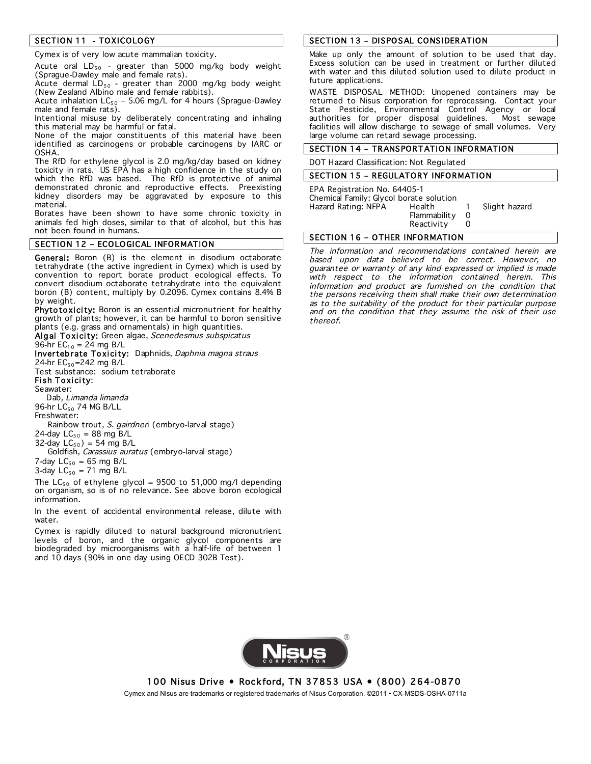## SECTION 11 - TOXICOLOGY

Cymex is of very low acute mammalian toxicity.

Acute oral $LD_{50}$ - greater than 5000 mg/kg body weight (Sprague-Dawley male and female rats).
Acute dermal $LD_{50}$ - greater than 2000 mg/kg body weight (New Zealand Albino male and female rabbits).
Acute inhalation $LC_{50}$ – 5.06 mg/L for 4 hours (Sprague-Dawley male and female rats).
Intentional misuse by deliberately concentrating and inhaling this material may be harmful or fatal.
None of the major constituents of this material have been identified as carcinogens or probable carcinogens by IARC or OSHA.
The RfD for ethylene glycol is 2.0 mg/kg/day based on kidney toxicity in rats. US EPA has a high confidence in the study on which the RfD was based. The RfD is protective of animal demonstrated chronic and reproductive effects. Preexisting kidney disorders may be aggravated by exposure to this material.
Borates have been shown to have some chronic toxicity in animals fed high doses, similar to that of alcohol, but this has not been found in humans.

## SECTION 12 – ECOLOGICAL INFORMATION

**General:** Boron (B) is the element in disodium octaborate tetrahydrate (the active ingredient in Cymex) which is used by convention to report borate product ecological effects. To convert disodium octaborate tetrahydrate into the equivalent boron (B) content, multiply by 0.2096. Cymex contains 8.4% B by weight.
**Phytotoxicity:** Boron is an essential micronutrient for healthy growth of plants; however, it can be harmful to boron sensitive plants (e.g. grass and ornamentals) in high quantities.
**Algal Toxicity:** Green algae, *Scenedesmus subspicatus*
96-hr $EC_{10}$ = 24 mg B/L
**Invertebrate Toxicity:** Daphnids, *Daphnia magna straus*
24-hr $EC_{50}$=242 mg B/L
Test substance: sodium tetraborate
**Fish Toxicity:**
Seawater:
Dab, *Limanda limanda*
96-hr $LC_{50}$ 74 MG B/LL
Freshwater:
Rainbow trout, *S. gairdneri* (embryo-larval stage)
24-day $LC_{50}$ = 88 mg B/L
32-day $LC_{50}$) = 54 mg B/L
Goldfish, *Carassius auratus* (embryo-larval stage)
7-day $LC_{50}$ = 65 mg B/L
3-day $LC_{50}$ = 71 mg B/L

The $LC_{50}$ of ethylene glycol = 9500 to 51,000 mg/l depending on organism, so is of no relevance. See above boron ecological information.

In the event of accidental environmental release, dilute with water.

Cymex is rapidly diluted to natural background micronutrient levels of boron, and the organic glycol components are biodegraded by microorganisms with a half-life of between 1 and 10 days (90% in one day using OECD 302B Test).

## SECTION 13 – DISPOSAL CONSIDERATION

Make up only the amount of solution to be used that day. Excess solution can be used in treatment or further diluted with water and this diluted solution used to dilute product in future applications.

WASTE DISPOSAL METHOD: Unopened containers may be returned to Nisus corporation for reprocessing. Contact your State Pesticide, Environmental Control Agency or local authorities for proper disposal guidelines. Most sewage facilities will allow discharge to sewage of small volumes. Very large volume can retard sewage processing.

## SECTION 14 – TRANSPORTATION INFORMATION

DOT Hazard Classification: Not Regulated

## SECTION 15 – REGULATORY INFORMATION

EPA Registration No. 64405-1
Chemical Family: Glycol borate solution

| | | | |
|---|---|---|---|
| Hazard Rating: NFPA | Health | 1 | Slight hazard |
| | Flammability | 0 | |
| | Reactivity | 0 | |

## SECTION 16 – OTHER INFORMATION

*The information and recommendations contained herein are based upon data believed to be correct. However, no guarantee or warranty of any kind expressed or implied is made with respect to the information contained herein. This information and product are furnished on the condition that the persons receiving them shall make their own determination as to the suitability of the product for their particular purpose and on the condition that they assume the risk of their use thereof.*

Nisus® CORPORATION

100 Nisus Drive • Rockford, TN 37853 USA • (800) 264-0870

Cymex and Nisus are trademarks or registered trademarks of Nisus Corporation. ©2011 • CX-MSDS-OSHA-0711a